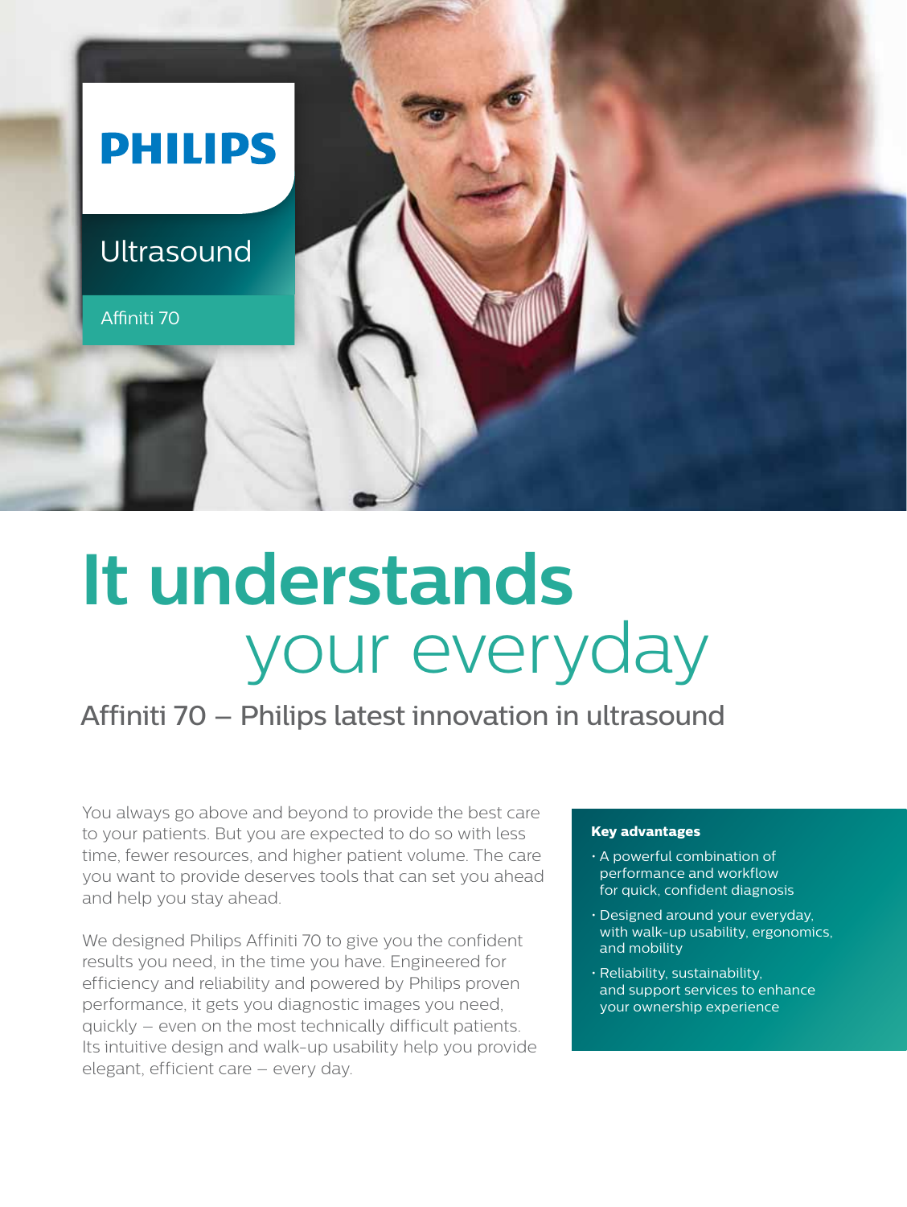PHILIPS

Ultrasound

Affiniti 70

# It understands your everyday

## Affiniti 70 – Philips latest innovation in ultrasound

You always go above and beyond to provide the best care to your patients. But you are expected to do so with less time, fewer resources, and higher patient volume. The care you want to provide deserves tools that can set you ahead and help you stay ahead.

We designed Philips Affiniti 70 to give you the confident results you need, in the time you have. Engineered for efficiency and reliability and powered by Philips proven performance, it gets you diagnostic images you need, quickly – even on the most technically difficult patients. Its intuitive design and walk-up usability help you provide elegant, efficient care – every day.

**Key advantages**

- A powerful combination of performance and workflow for quick, confident diagnosis
- Designed around your everyday, with walk-up usability, ergonomics, and mobility
- Reliability, sustainability, and support services to enhance your ownership experience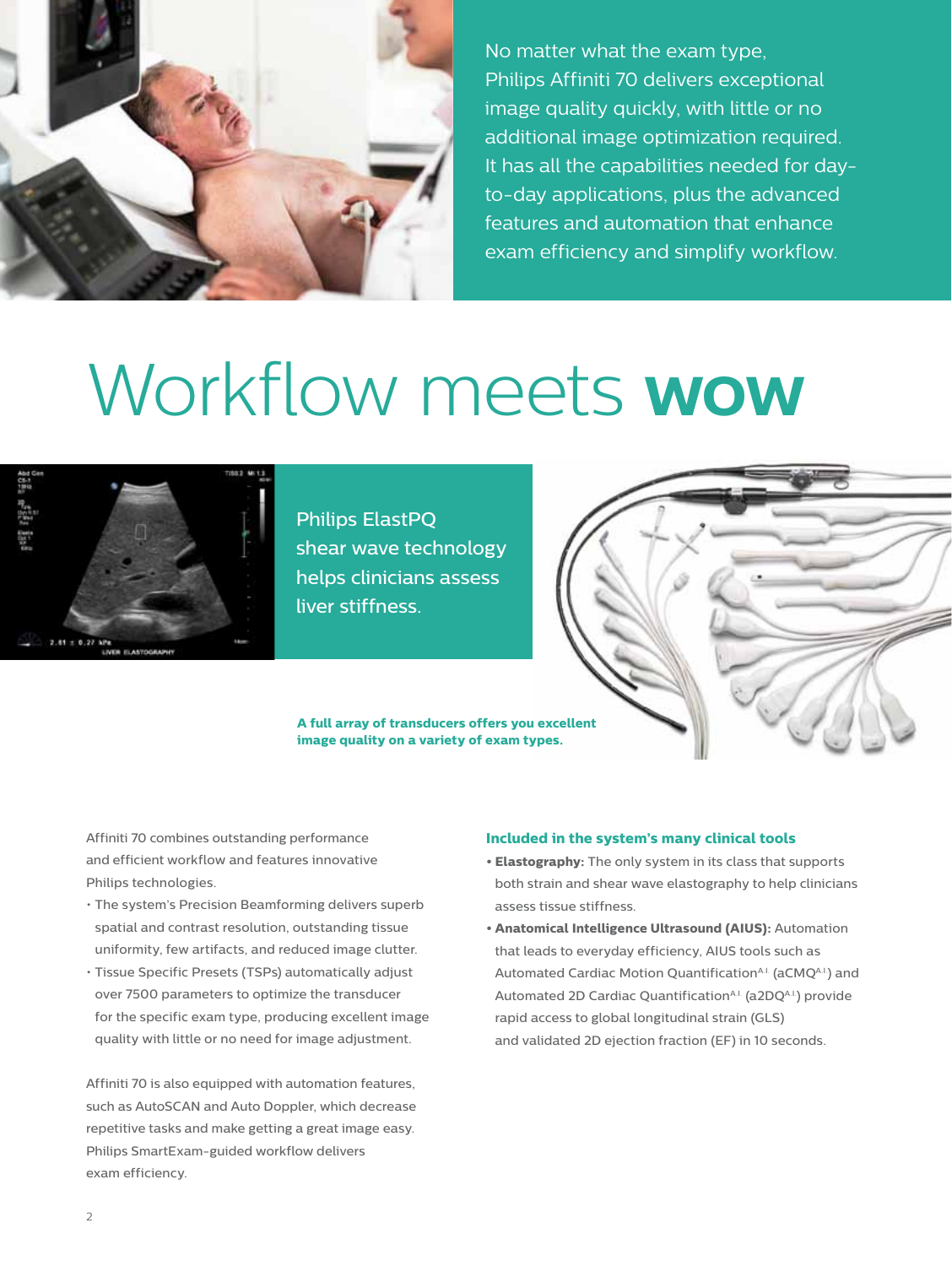No matter what the exam type, Philips Affiniti 70 delivers exceptional image quality quickly, with little or no additional image optimization required. It has all the capabilities needed for day-to-day applications, plus the advanced features and automation that enhance exam efficiency and simplify workflow.

# Workflow meets **wow**

Philips ElastPQ shear wave technology helps clinicians assess liver stiffness.

**A full array of transducers offers you excellent image quality on a variety of exam types.**

Affiniti 70 combines outstanding performance and efficient workflow and features innovative Philips technologies.

- The system's Precision Beamforming delivers superb spatial and contrast resolution, outstanding tissue uniformity, few artifacts, and reduced image clutter.
- Tissue Specific Presets (TSPs) automatically adjust over 7500 parameters to optimize the transducer for the specific exam type, producing excellent image quality with little or no need for image adjustment.

Affiniti 70 is also equipped with automation features, such as AutoSCAN and Auto Doppler, which decrease repetitive tasks and make getting a great image easy. Philips SmartExam-guided workflow delivers exam efficiency.

### Included in the system's many clinical tools

- **Elastography:** The only system in its class that supports both strain and shear wave elastography to help clinicians assess tissue stiffness.
- **Anatomical Intelligence Ultrasound (AIUS):** Automation that leads to everyday efficiency, AIUS tools such as Automated Cardiac Motion Quantification[A.I.] (aCMQ[A.I.]) and Automated 2D Cardiac Quantification[A.I.] (a2DQ[A.I.]) provide rapid access to global longitudinal strain (GLS) and validated 2D ejection fraction (EF) in 10 seconds.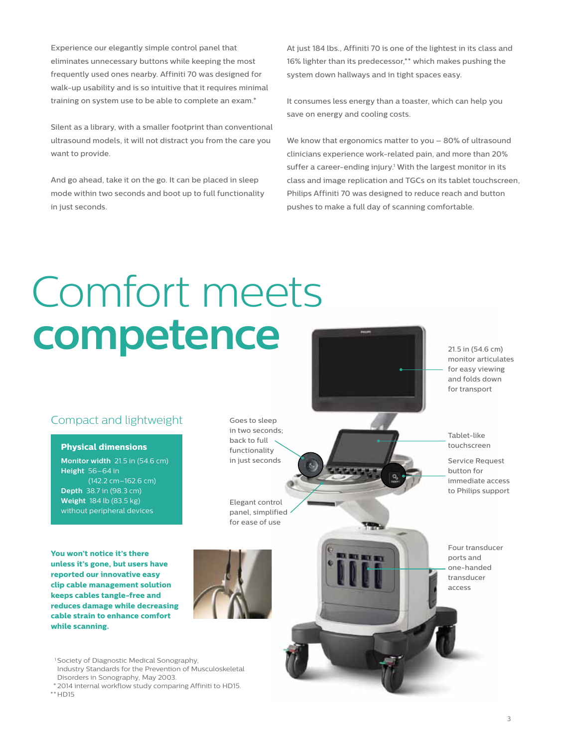Experience our elegantly simple control panel that eliminates unnecessary buttons while keeping the most frequently used ones nearby. Affiniti 70 was designed for walk-up usability and is so intuitive that it requires minimal training on system use to be able to complete an exam.*

Silent as a library, with a smaller footprint than conventional ultrasound models, it will not distract you from the care you want to provide.

And go ahead, take it on the go. It can be placed in sleep mode within two seconds and boot up to full functionality in just seconds.

At just 184 lbs., Affiniti 70 is one of the lightest in its class and 16% lighter than its predecessor,** which makes pushing the system down hallways and in tight spaces easy.

It consumes less energy than a toaster, which can help you save on energy and cooling costs.

We know that ergonomics matter to you – 80% of ultrasound clinicians experience work-related pain, and more than 20% suffer a career-ending injury.[1] With the largest monitor in its class and image replication and TGCs on its tablet touchscreen, Philips Affiniti 70 was designed to reduce reach and button pushes to make a full day of scanning comfortable.

# Comfort meets **competence**

## Compact and lightweight

**Physical dimensions**

**Monitor width** 21.5 in (54.6 cm)
**Height** 56–64 in (142.2 cm–162.6 cm)
**Depth** 38.7 in (98.3 cm)
**Weight** 184 lb (83.5 kg) without peripheral devices

**You won't notice it's there unless it's gone, but users have reported our innovative easy clip cable management solution keeps cables tangle-free and reduces damage while decreasing cable strain to enhance comfort while scanning.**

Goes to sleep in two seconds; back to full functionality in just seconds

Elegant control panel, simplified for ease of use

21.5 in (54.6 cm) monitor articulates for easy viewing and folds down for transport

Tablet-like touchscreen

Service Request button for immediate access to Philips support

Four transducer ports and one-handed transducer access

[1] Society of Diagnostic Medical Sonography, Industry Standards for the Prevention of Musculoskeletal Disorders in Sonography, May 2003.
* 2014 internal workflow study comparing Affiniti to HD15.
** HD15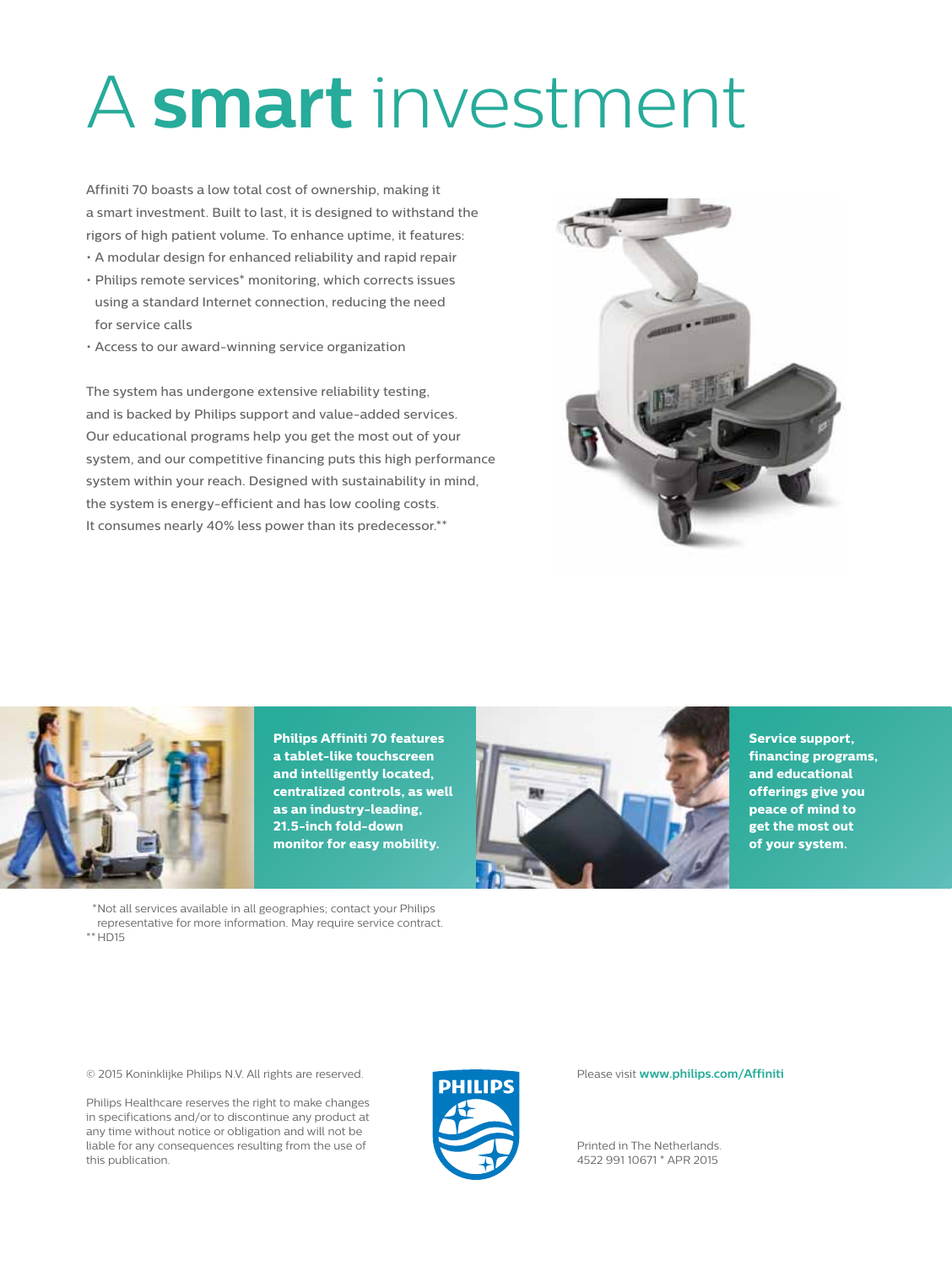# A **smart** investment

Affiniti 70 boasts a low total cost of ownership, making it a smart investment. Built to last, it is designed to withstand the rigors of high patient volume. To enhance uptime, it features:

- A modular design for enhanced reliability and rapid repair
- Philips remote services* monitoring, which corrects issues using a standard Internet connection, reducing the need for service calls
- Access to our award-winning service organization

The system has undergone extensive reliability testing, and is backed by Philips support and value-added services. Our educational programs help you get the most out of your system, and our competitive financing puts this high performance system within your reach. Designed with sustainability in mind, the system is energy-efficient and has low cooling costs. It consumes nearly 40% less power than its predecessor.**

**Philips Affiniti 70 features a tablet-like touchscreen and intelligently located, centralized controls, as well as an industry-leading, 21.5-inch fold-down monitor for easy mobility.**

**Service support, financing programs, and educational offerings give you peace of mind to get the most out of your system.**

*Not all services available in all geographies; contact your Philips representative for more information. May require service contract.
** HD15

© 2015 Koninklijke Philips N.V. All rights are reserved.

Philips Healthcare reserves the right to make changes in specifications and/or to discontinue any product at any time without notice or obligation and will not be liable for any consequences resulting from the use of this publication.

PHILIPS

Please visit **www.philips.com/Affiniti**

Printed in The Netherlands.
4522 991 10671 * APR 2015